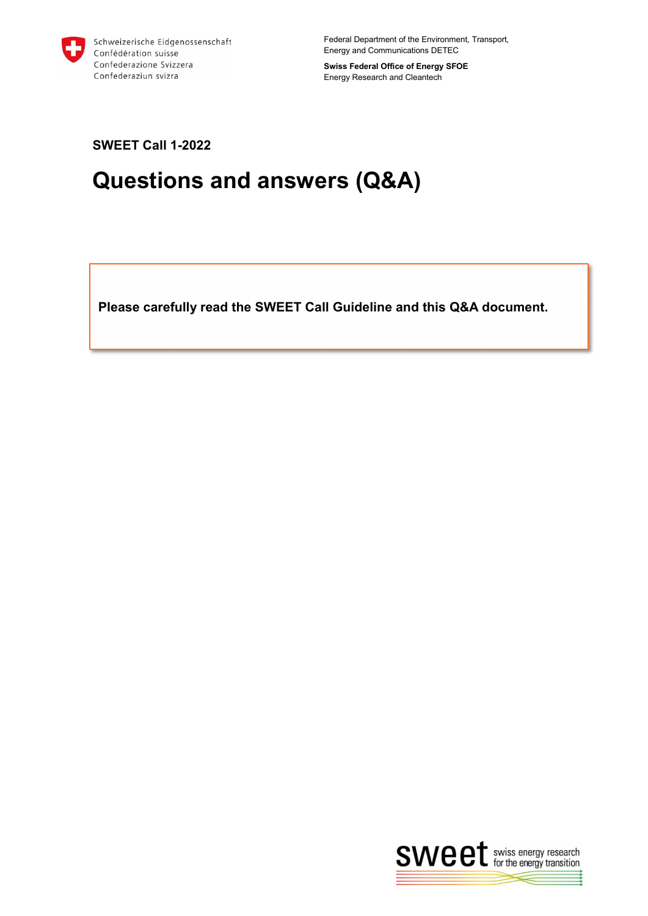Schweizerische Eidgenossenschaft
Confédération suisse
Confederazione Svizzera
Confederaziun svizra

Federal Department of the Environment, Transport, Energy and Communications DETEC

**Swiss Federal Office of Energy SFOE**
Energy Research and Cleantech

**SWEET Call 1-2022**

# Questions and answers (Q&A)

**Please carefully read the SWEET Call Guideline and this Q&A document.**

sweet swiss energy research for the energy transition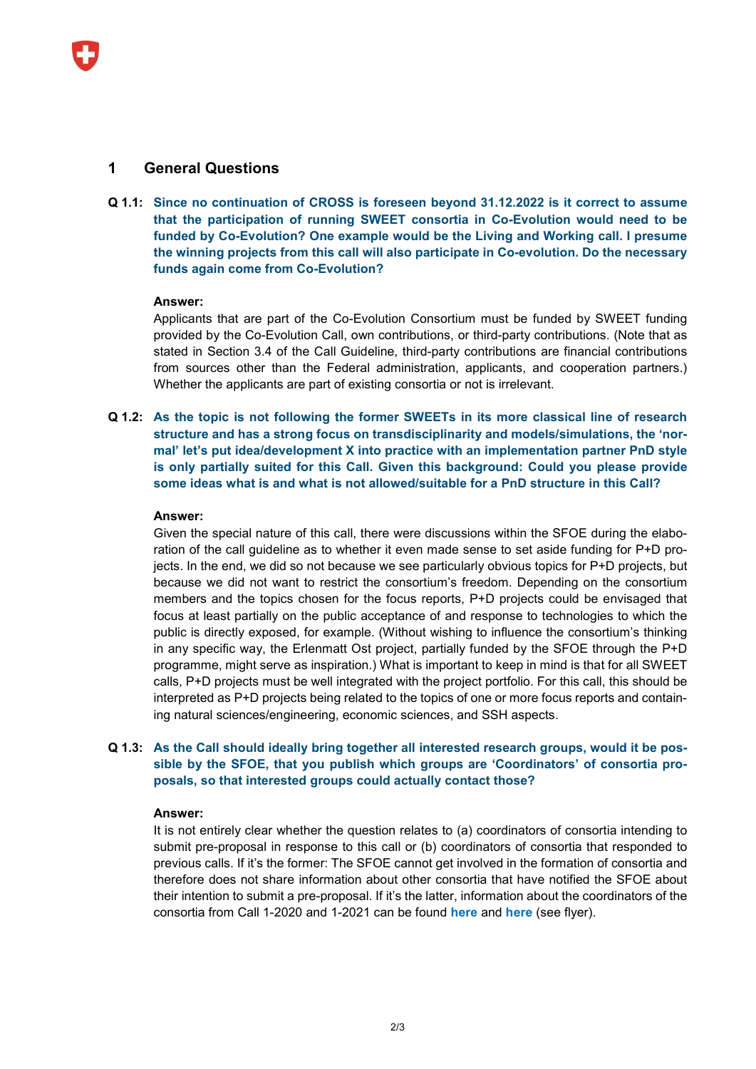# 1 General Questions

**Q 1.1: Since no continuation of CROSS is foreseen beyond 31.12.2022 is it correct to assume that the participation of running SWEET consortia in Co-Evolution would need to be funded by Co-Evolution? One example would be the Living and Working call. I presume the winning projects from this call will also participate in Co-evolution. Do the necessary funds again come from Co-Evolution?**

**Answer:**

Applicants that are part of the Co-Evolution Consortium must be funded by SWEET funding provided by the Co-Evolution Call, own contributions, or third-party contributions. (Note that as stated in Section 3.4 of the Call Guideline, third-party contributions are financial contributions from sources other than the Federal administration, applicants, and cooperation partners.) Whether the applicants are part of existing consortia or not is irrelevant.

**Q 1.2: As the topic is not following the former SWEETs in its more classical line of research structure and has a strong focus on transdisciplinarity and models/simulations, the 'normal' let's put idea/development X into practice with an implementation partner PnD style is only partially suited for this Call. Given this background: Could you please provide some ideas what is and what is not allowed/suitable for a PnD structure in this Call?**

**Answer:**

Given the special nature of this call, there were discussions within the SFOE during the elaboration of the call guideline as to whether it even made sense to set aside funding for P+D projects. In the end, we did so not because we see particularly obvious topics for P+D projects, but because we did not want to restrict the consortium's freedom. Depending on the consortium members and the topics chosen for the focus reports, P+D projects could be envisaged that focus at least partially on the public acceptance of and response to technologies to which the public is directly exposed, for example. (Without wishing to influence the consortium's thinking in any specific way, the Erlenmatt Ost project, partially funded by the SFOE through the P+D programme, might serve as inspiration.) What is important to keep in mind is that for all SWEET calls, P+D projects must be well integrated with the project portfolio. For this call, this should be interpreted as P+D projects being related to the topics of one or more focus reports and containing natural sciences/engineering, economic sciences, and SSH aspects.

**Q 1.3: As the Call should ideally bring together all interested research groups, would it be possible by the SFOE, that you publish which groups are 'Coordinators' of consortia proposals, so that interested groups could actually contact those?**

**Answer:**

It is not entirely clear whether the question relates to (a) coordinators of consortia intending to submit pre-proposal in response to this call or (b) coordinators of consortia that responded to previous calls. If it's the former: The SFOE cannot get involved in the formation of consortia and therefore does not share information about other consortia that have notified the SFOE about their intention to submit a pre-proposal. If it's the latter, information about the coordinators of the consortia from Call 1-2020 and 1-2021 can be found here and here (see flyer).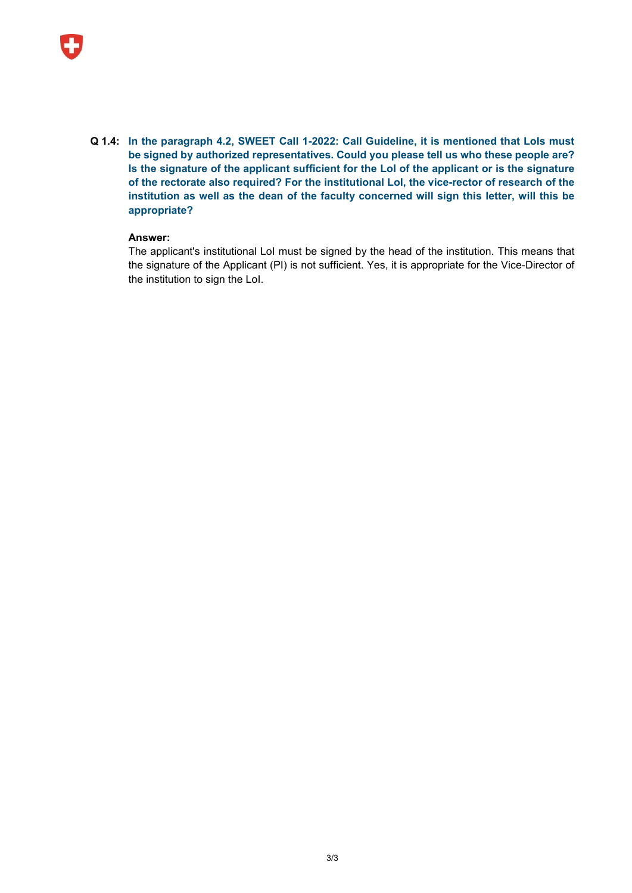**Q 1.4:** **In the paragraph 4.2, SWEET Call 1-2022: Call Guideline, it is mentioned that LoIs must be signed by authorized representatives. Could you please tell us who these people are? Is the signature of the applicant sufficient for the LoI of the applicant or is the signature of the rectorate also required? For the institutional LoI, the vice-rector of research of the institution as well as the dean of the faculty concerned will sign this letter, will this be appropriate?**

**Answer:**
The applicant's institutional LoI must be signed by the head of the institution. This means that the signature of the Applicant (PI) is not sufficient. Yes, it is appropriate for the Vice-Director of the institution to sign the LoI.